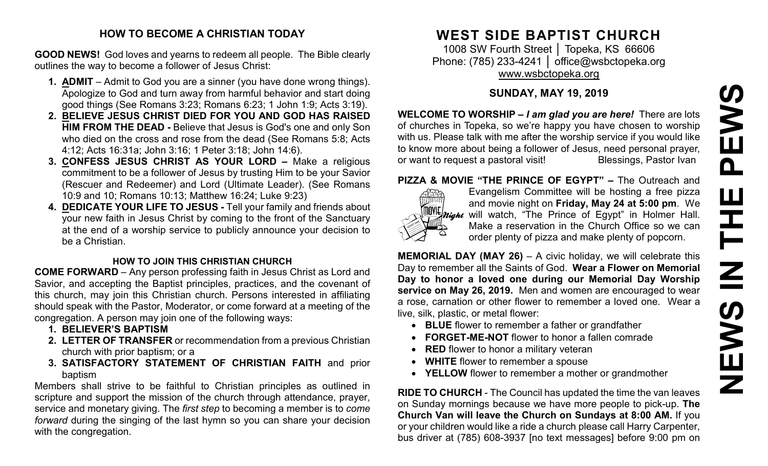## HOW TO BECOME A CHRISTIAN TODAY

**GOOD NEWS!** God loves and yearns to redeem all people. The Bible clearly outlines the way to become a follower of Jesus Christ:

1. **ADMIT** – Admit to God you are a sinner (you have done wrong things). Apologize to God and turn away from harmful behavior and start doing good things (See Romans 3:23; Romans 6:23; 1 John 1:9; Acts 3:19).
2. **BELIEVE JESUS CHRIST DIED FOR YOU AND GOD HAS RAISED HIM FROM THE DEAD -** Believe that Jesus is God's one and only Son who died on the cross and rose from the dead (See Romans 5:8; Acts 4:12; Acts 16:31a; John 3:16; 1 Peter 3:18; John 14:6).
3. **CONFESS JESUS CHRIST AS YOUR LORD –** Make a religious commitment to be a follower of Jesus by trusting Him to be your Savior (Rescuer and Redeemer) and Lord (Ultimate Leader). (See Romans 10:9 and 10; Romans 10:13; Matthew 16:24; Luke 9:23)
4. **DEDICATE YOUR LIFE TO JESUS -** Tell your family and friends about your new faith in Jesus Christ by coming to the front of the Sanctuary at the end of a worship service to publicly announce your decision to be a Christian.

### HOW TO JOIN THIS CHRISTIAN CHURCH

**COME FORWARD** – Any person professing faith in Jesus Christ as Lord and Savior, and accepting the Baptist principles, practices, and the covenant of this church, may join this Christian church. Persons interested in affiliating should speak with the Pastor, Moderator, or come forward at a meeting of the congregation. A person may join one of the following ways:

1. **BELIEVER'S BAPTISM**
2. **LETTER OF TRANSFER** or recommendation from a previous Christian church with prior baptism; or a
3. **SATISFACTORY STATEMENT OF CHRISTIAN FAITH** and prior baptism

Members shall strive to be faithful to Christian principles as outlined in scripture and support the mission of the church through attendance, prayer, service and monetary giving. The *first step* to becoming a member is to *come forward* during the singing of the last hymn so you can share your decision with the congregation.

# WEST SIDE BAPTIST CHURCH

1008 SW Fourth Street │ Topeka, KS 66606
Phone: (785) 233-4241 │ office@wsbctopeka.org
www.wsbctopeka.org

### SUNDAY, MAY 19, 2019

**WELCOME TO WORSHIP –** ***I am glad you are here!*** There are lots of churches in Topeka, so we're happy you have chosen to worship with us. Please talk with me after the worship service if you would like to know more about being a follower of Jesus, need personal prayer, or want to request a pastoral visit! Blessings, Pastor Ivan

**PIZZA & MOVIE "THE PRINCE OF EGYPT" –** The Outreach and Evangelism Committee will be hosting a free pizza and movie night on **Friday, May 24 at 5:00 pm**. We will watch, "The Prince of Egypt" in Holmer Hall. Make a reservation in the Church Office so we can order plenty of pizza and make plenty of popcorn.

**MEMORIAL DAY (MAY 26)** – A civic holiday, we will celebrate this Day to remember all the Saints of God. **Wear a Flower on Memorial Day to honor a loved one during our Memorial Day Worship service on May 26, 2019.** Men and women are encouraged to wear a rose, carnation or other flower to remember a loved one. Wear a live, silk, plastic, or metal flower:

- **BLUE** flower to remember a father or grandfather
- **FORGET-ME-NOT** flower to honor a fallen comrade
- **RED** flower to honor a military veteran
- **WHITE** flower to remember a spouse
- **YELLOW** flower to remember a mother or grandmother

**RIDE TO CHURCH** - The Council has updated the time the van leaves on Sunday mornings because we have more people to pick-up. **The Church Van will leave the Church on Sundays at 8:00 AM.** If you or your children would like a ride a church please call Harry Carpenter, bus driver at (785) 608-3937 [no text messages] before 9:00 pm on

# NEWS IN THE PEWS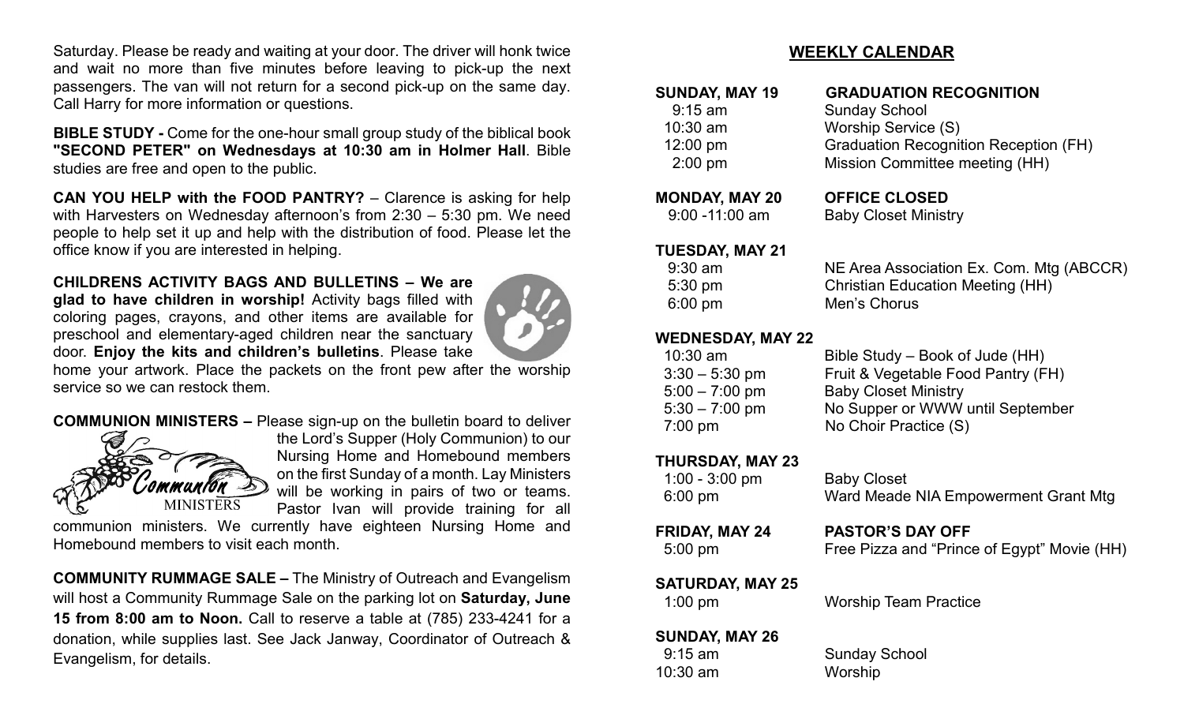Saturday. Please be ready and waiting at your door. The driver will honk twice and wait no more than five minutes before leaving to pick-up the next passengers. The van will not return for a second pick-up on the same day. Call Harry for more information or questions.

**BIBLE STUDY -** Come for the one-hour small group study of the biblical book **"SECOND PETER" on Wednesdays at 10:30 am in Holmer Hall**. Bible studies are free and open to the public.

**CAN YOU HELP with the FOOD PANTRY?** – Clarence is asking for help with Harvesters on Wednesday afternoon's from 2:30 – 5:30 pm. We need people to help set it up and help with the distribution of food. Please let the office know if you are interested in helping.

**CHILDRENS ACTIVITY BAGS AND BULLETINS – We are glad to have children in worship!** Activity bags filled with coloring pages, crayons, and other items are available for preschool and elementary-aged children near the sanctuary door. **Enjoy the kits and children's bulletins**. Please take home your artwork. Place the packets on the front pew after the worship service so we can restock them.

**COMMUNION MINISTERS –** Please sign-up on the bulletin board to deliver the Lord's Supper (Holy Communion) to our Nursing Home and Homebound members on the first Sunday of a month. Lay Ministers will be working in pairs of two or teams. Pastor Ivan will provide training for all communion ministers. We currently have eighteen Nursing Home and Homebound members to visit each month.

**COMMUNITY RUMMAGE SALE –** The Ministry of Outreach and Evangelism will host a Community Rummage Sale on the parking lot on **Saturday, June 15 from 8:00 am to Noon.** Call to reserve a table at (785) 233-4241 for a donation, while supplies last. See Jack Janway, Coordinator of Outreach & Evangelism, for details.

## WEEKLY CALENDAR

**SUNDAY, MAY 19** — **GRADUATION RECOGNITION**
- 9:15 am — Sunday School
- 10:30 am — Worship Service (S)
- 12:00 pm — Graduation Recognition Reception (FH)
- 2:00 pm — Mission Committee meeting (HH)

**MONDAY, MAY 20** — **OFFICE CLOSED**
- 9:00 -11:00 am — Baby Closet Ministry

**TUESDAY, MAY 21**
- 9:30 am — NE Area Association Ex. Com. Mtg (ABCCR)
- 5:30 pm — Christian Education Meeting (HH)
- 6:00 pm — Men's Chorus

**WEDNESDAY, MAY 22**
- 10:30 am — Bible Study – Book of Jude (HH)
- 3:30 – 5:30 pm — Fruit & Vegetable Food Pantry (FH)
- 5:00 – 7:00 pm — Baby Closet Ministry
- 5:30 – 7:00 pm — No Supper or WWW until September
- 7:00 pm — No Choir Practice (S)

**THURSDAY, MAY 23**
- 1:00 - 3:00 pm — Baby Closet
- 6:00 pm — Ward Meade NIA Empowerment Grant Mtg

**FRIDAY, MAY 24** — **PASTOR'S DAY OFF**
- 5:00 pm — Free Pizza and "Prince of Egypt" Movie (HH)

**SATURDAY, MAY 25**
- 1:00 pm — Worship Team Practice

**SUNDAY, MAY 26**
- 9:15 am — Sunday School
- 10:30 am — Worship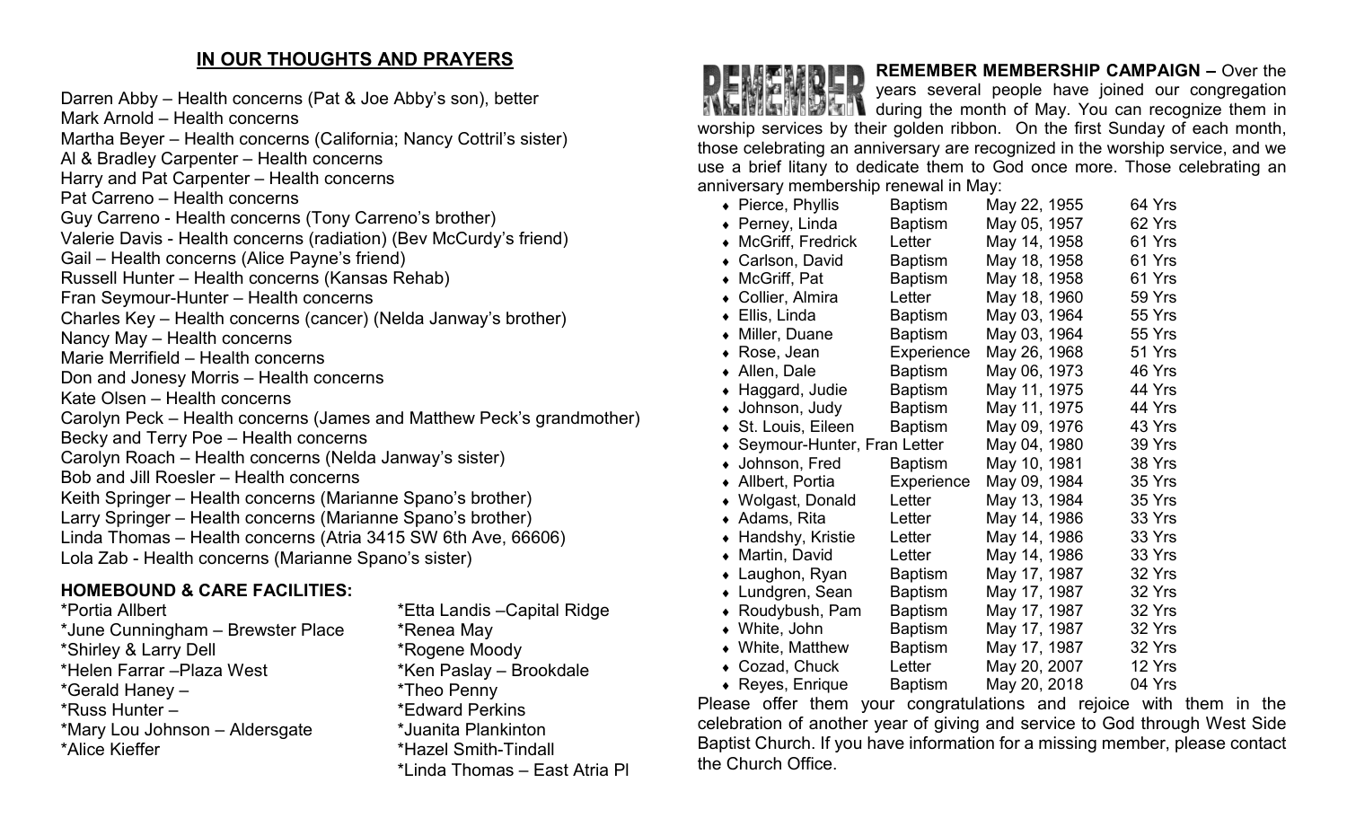## IN OUR THOUGHTS AND PRAYERS

Darren Abby – Health concerns (Pat & Joe Abby's son), better
Mark Arnold – Health concerns
Martha Beyer – Health concerns (California; Nancy Cottril's sister)
Al & Bradley Carpenter – Health concerns
Harry and Pat Carpenter – Health concerns
Pat Carreno – Health concerns
Guy Carreno - Health concerns (Tony Carreno's brother)
Valerie Davis - Health concerns (radiation) (Bev McCurdy's friend)
Gail – Health concerns (Alice Payne's friend)
Russell Hunter – Health concerns (Kansas Rehab)
Fran Seymour-Hunter – Health concerns
Charles Key – Health concerns (cancer) (Nelda Janway's brother)
Nancy May – Health concerns
Marie Merrifield – Health concerns
Don and Jonesy Morris – Health concerns
Kate Olsen – Health concerns
Carolyn Peck – Health concerns (James and Matthew Peck's grandmother)
Becky and Terry Poe – Health concerns
Carolyn Roach – Health concerns (Nelda Janway's sister)
Bob and Jill Roesler – Health concerns
Keith Springer – Health concerns (Marianne Spano's brother)
Larry Springer – Health concerns (Marianne Spano's brother)
Linda Thomas – Health concerns (Atria 3415 SW 6th Ave, 66606)
Lola Zab - Health concerns (Marianne Spano's sister)

### HOMEBOUND & CARE FACILITIES:

*Portia Allbert
*June Cunningham – Brewster Place
*Shirley & Larry Dell
*Helen Farrar –Plaza West
*Gerald Haney –
*Russ Hunter –
*Mary Lou Johnson – Aldersgate
*Alice Kieffer
*Etta Landis –Capital Ridge
*Renea May
*Rogene Moody
*Ken Paslay – Brookdale
*Theo Penny
*Edward Perkins
*Juanita Plankinton
*Hazel Smith-Tindall
*Linda Thomas – East Atria Pl

**REMEMBER MEMBERSHIP CAMPAIGN –** Over the years several people have joined our congregation during the month of May. You can recognize them in worship services by their golden ribbon. On the first Sunday of each month, those celebrating an anniversary are recognized in the worship service, and we use a brief litany to dedicate them to God once more. Those celebrating an anniversary membership renewal in May:

| Name | Type | Date | Years |
|---|---|---|---|
| Pierce, Phyllis | Baptism | May 22, 1955 | 64 Yrs |
| Perney, Linda | Baptism | May 05, 1957 | 62 Yrs |
| McGriff, Fredrick | Letter | May 14, 1958 | 61 Yrs |
| Carlson, David | Baptism | May 18, 1958 | 61 Yrs |
| McGriff, Pat | Baptism | May 18, 1958 | 61 Yrs |
| Collier, Almira | Letter | May 18, 1960 | 59 Yrs |
| Ellis, Linda | Baptism | May 03, 1964 | 55 Yrs |
| Miller, Duane | Baptism | May 03, 1964 | 55 Yrs |
| Rose, Jean | Experience | May 26, 1968 | 51 Yrs |
| Allen, Dale | Baptism | May 06, 1973 | 46 Yrs |
| Haggard, Judie | Baptism | May 11, 1975 | 44 Yrs |
| Johnson, Judy | Baptism | May 11, 1975 | 44 Yrs |
| St. Louis, Eileen | Baptism | May 09, 1976 | 43 Yrs |
| Seymour-Hunter, Fran | Letter | May 04, 1980 | 39 Yrs |
| Johnson, Fred | Baptism | May 10, 1981 | 38 Yrs |
| Allbert, Portia | Experience | May 09, 1984 | 35 Yrs |
| Wolgast, Donald | Letter | May 13, 1984 | 35 Yrs |
| Adams, Rita | Letter | May 14, 1986 | 33 Yrs |
| Handshy, Kristie | Letter | May 14, 1986 | 33 Yrs |
| Martin, David | Letter | May 14, 1986 | 33 Yrs |
| Laughon, Ryan | Baptism | May 17, 1987 | 32 Yrs |
| Lundgren, Sean | Baptism | May 17, 1987 | 32 Yrs |
| Roudybush, Pam | Baptism | May 17, 1987 | 32 Yrs |
| White, John | Baptism | May 17, 1987 | 32 Yrs |
| White, Matthew | Baptism | May 17, 1987 | 32 Yrs |
| Cozad, Chuck | Letter | May 20, 2007 | 12 Yrs |
| Reyes, Enrique | Baptism | May 20, 2018 | 04 Yrs |

Please offer them your congratulations and rejoice with them in the celebration of another year of giving and service to God through West Side Baptist Church. If you have information for a missing member, please contact the Church Office.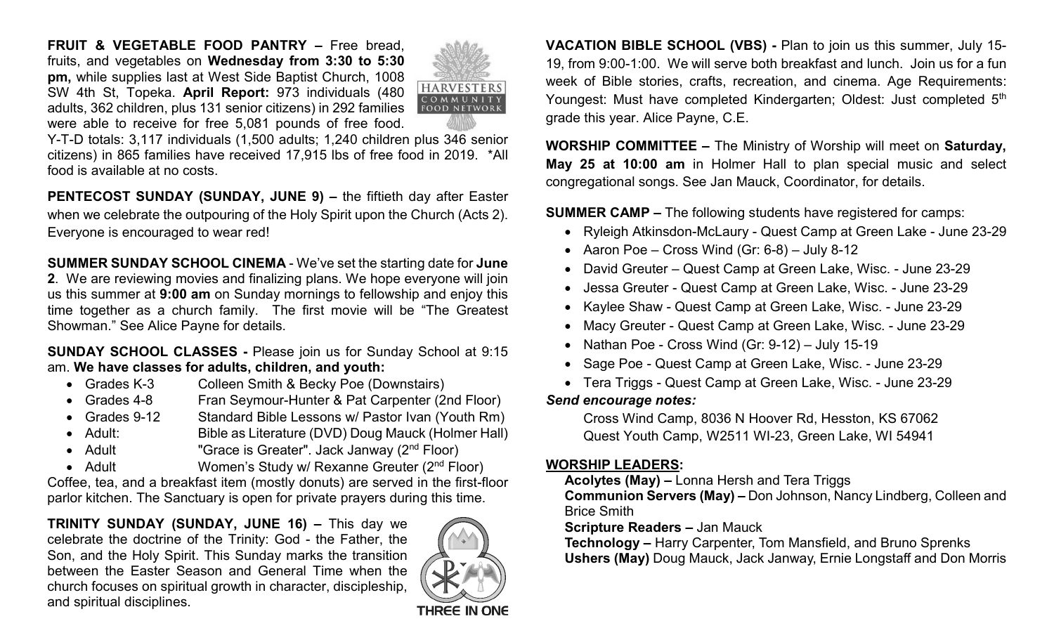**FRUIT & VEGETABLE FOOD PANTRY –** Free bread, fruits, and vegetables on **Wednesday from 3:30 to 5:30 pm,** while supplies last at West Side Baptist Church, 1008 SW 4th St, Topeka. **April Report:** 973 individuals (480 adults, 362 children, plus 131 senior citizens) in 292 families were able to receive for free 5,081 pounds of free food. Y-T-D totals: 3,117 individuals (1,500 adults; 1,240 children plus 346 senior citizens) in 865 families have received 17,915 lbs of free food in 2019. *All food is available at no costs.

**PENTECOST SUNDAY (SUNDAY, JUNE 9) –** the fiftieth day after Easter when we celebrate the outpouring of the Holy Spirit upon the Church (Acts 2). Everyone is encouraged to wear red!

**SUMMER SUNDAY SCHOOL CINEMA** - We've set the starting date for **June 2**. We are reviewing movies and finalizing plans. We hope everyone will join us this summer at **9:00 am** on Sunday mornings to fellowship and enjoy this time together as a church family. The first movie will be "The Greatest Showman." See Alice Payne for details.

**SUNDAY SCHOOL CLASSES -** Please join us for Sunday School at 9:15 am. **We have classes for adults, children, and youth:**

- Grades K-3 Colleen Smith & Becky Poe (Downstairs)
- Grades 4-8 Fran Seymour-Hunter & Pat Carpenter (2nd Floor)
- Grades 9-12 Standard Bible Lessons w/ Pastor Ivan (Youth Rm)
- Adult: Bible as Literature (DVD) Doug Mauck (Holmer Hall)
- Adult "Grace is Greater". Jack Janway (2nd Floor)
- Adult Women's Study w/ Rexanne Greuter (2nd Floor)

Coffee, tea, and a breakfast item (mostly donuts) are served in the first-floor parlor kitchen. The Sanctuary is open for private prayers during this time.

**TRINITY SUNDAY (SUNDAY, JUNE 16) –** This day we celebrate the doctrine of the Trinity: God - the Father, the Son, and the Holy Spirit. This Sunday marks the transition between the Easter Season and General Time when the church focuses on spiritual growth in character, discipleship, and spiritual disciplines.

THREE IN ONE

**VACATION BIBLE SCHOOL (VBS) -** Plan to join us this summer, July 15-19, from 9:00-1:00. We will serve both breakfast and lunch. Join us for a fun week of Bible stories, crafts, recreation, and cinema. Age Requirements: Youngest: Must have completed Kindergarten; Oldest: Just completed 5th grade this year. Alice Payne, C.E.

**WORSHIP COMMITTEE –** The Ministry of Worship will meet on **Saturday, May 25 at 10:00 am** in Holmer Hall to plan special music and select congregational songs. See Jan Mauck, Coordinator, for details.

**SUMMER CAMP –** The following students have registered for camps:

- Ryleigh Atkinsdon-McLaury - Quest Camp at Green Lake - June 23-29
- Aaron Poe – Cross Wind (Gr: 6-8) – July 8-12
- David Greuter – Quest Camp at Green Lake, Wisc. - June 23-29
- Jessa Greuter - Quest Camp at Green Lake, Wisc. - June 23-29
- Kaylee Shaw - Quest Camp at Green Lake, Wisc. - June 23-29
- Macy Greuter - Quest Camp at Green Lake, Wisc. - June 23-29
- Nathan Poe - Cross Wind (Gr: 9-12) – July 15-19
- Sage Poe - Quest Camp at Green Lake, Wisc. - June 23-29
- Tera Triggs - Quest Camp at Green Lake, Wisc. - June 23-29

***Send encourage notes:***

Cross Wind Camp, 8036 N Hoover Rd, Hesston, KS 67062
Quest Youth Camp, W2511 WI-23, Green Lake, WI 54941

**WORSHIP LEADERS:**

**Acolytes (May) –** Lonna Hersh and Tera Triggs
**Communion Servers (May) –** Don Johnson, Nancy Lindberg, Colleen and Brice Smith
**Scripture Readers –** Jan Mauck
**Technology –** Harry Carpenter, Tom Mansfield, and Bruno Sprenks
**Ushers (May)** Doug Mauck, Jack Janway, Ernie Longstaff and Don Morris